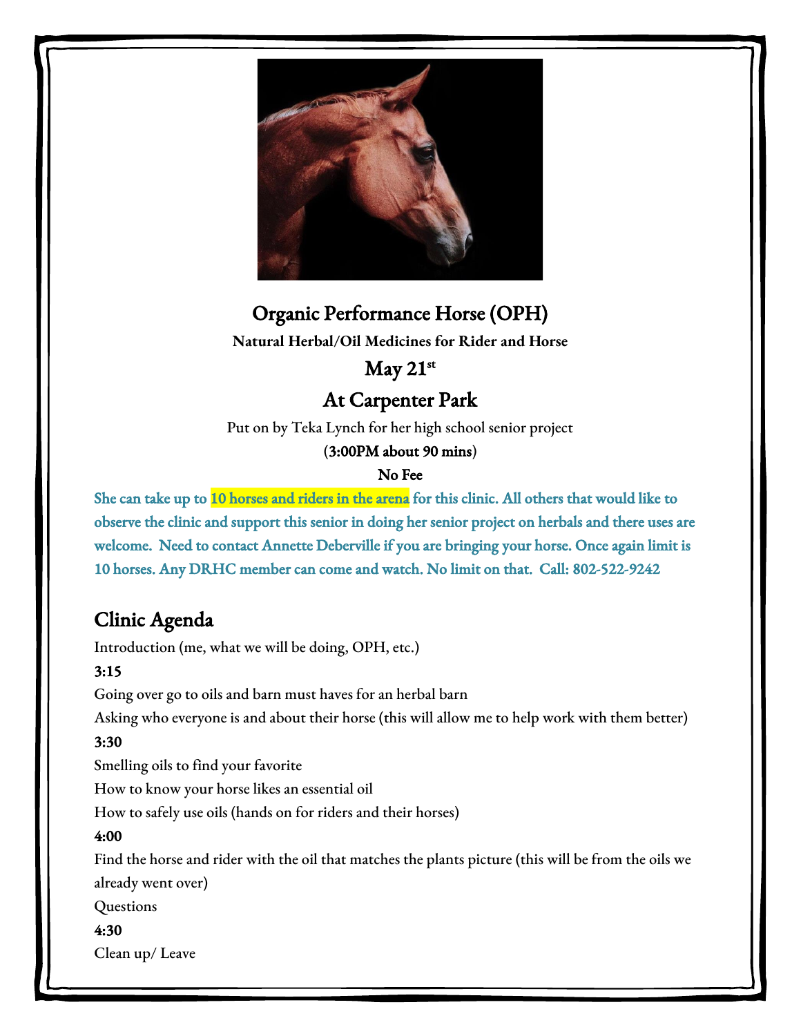# Organic Performance Horse (OPH)

**Natural Herbal/Oil Medicines for Rider and Horse**

## May 21st

## At Carpenter Park

Put on by Teka Lynch for her high school senior project

**(3:00PM about 90 mins)**

**No Fee**

**She can take up to 10 horses and riders in the arena for this clinic. All others that would like to observe the clinic and support this senior in doing her senior project on herbals and there uses are welcome. Need to contact Annette Deberville if you are bringing your horse. Once again limit is 10 horses. Any DRHC member can come and watch. No limit on that. Call: 802-522-9242**

## Clinic Agenda

Introduction (me, what we will be doing, OPH, etc.)

**3:15**

Going over go to oils and barn must haves for an herbal barn

Asking who everyone is and about their horse (this will allow me to help work with them better)

**3:30**

Smelling oils to find your favorite

How to know your horse likes an essential oil

How to safely use oils (hands on for riders and their horses)

**4:00**

Find the horse and rider with the oil that matches the plants picture (this will be from the oils we already went over)

Questions

**4:30**

Clean up/ Leave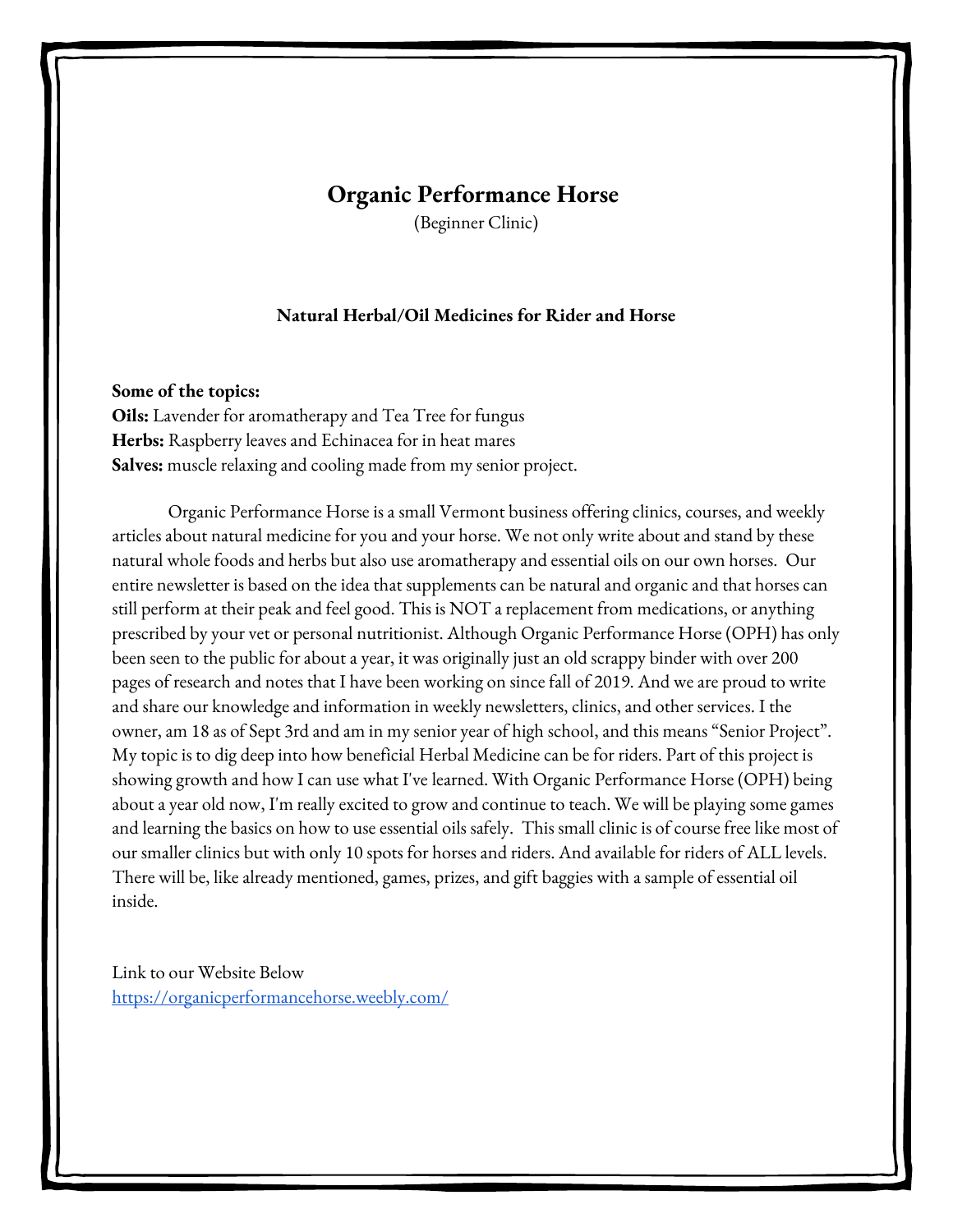# Organic Performance Horse

(Beginner Clinic)

### Natural Herbal/Oil Medicines for Rider and Horse

**Some of the topics:**
**Oils:** Lavender for aromatherapy and Tea Tree for fungus
**Herbs:** Raspberry leaves and Echinacea for in heat mares
**Salves:** muscle relaxing and cooling made from my senior project.

Organic Performance Horse is a small Vermont business offering clinics, courses, and weekly articles about natural medicine for you and your horse. We not only write about and stand by these natural whole foods and herbs but also use aromatherapy and essential oils on our own horses. Our entire newsletter is based on the idea that supplements can be natural and organic and that horses can still perform at their peak and feel good. This is NOT a replacement from medications, or anything prescribed by your vet or personal nutritionist. Although Organic Performance Horse (OPH) has only been seen to the public for about a year, it was originally just an old scrappy binder with over 200 pages of research and notes that I have been working on since fall of 2019. And we are proud to write and share our knowledge and information in weekly newsletters, clinics, and other services. I the owner, am 18 as of Sept 3rd and am in my senior year of high school, and this means "Senior Project". My topic is to dig deep into how beneficial Herbal Medicine can be for riders. Part of this project is showing growth and how I can use what I've learned. With Organic Performance Horse (OPH) being about a year old now, I'm really excited to grow and continue to teach. We will be playing some games and learning the basics on how to use essential oils safely. This small clinic is of course free like most of our smaller clinics but with only 10 spots for horses and riders. And available for riders of ALL levels. There will be, like already mentioned, games, prizes, and gift baggies with a sample of essential oil inside.

Link to our Website Below
https://organicperformancehorse.weebly.com/